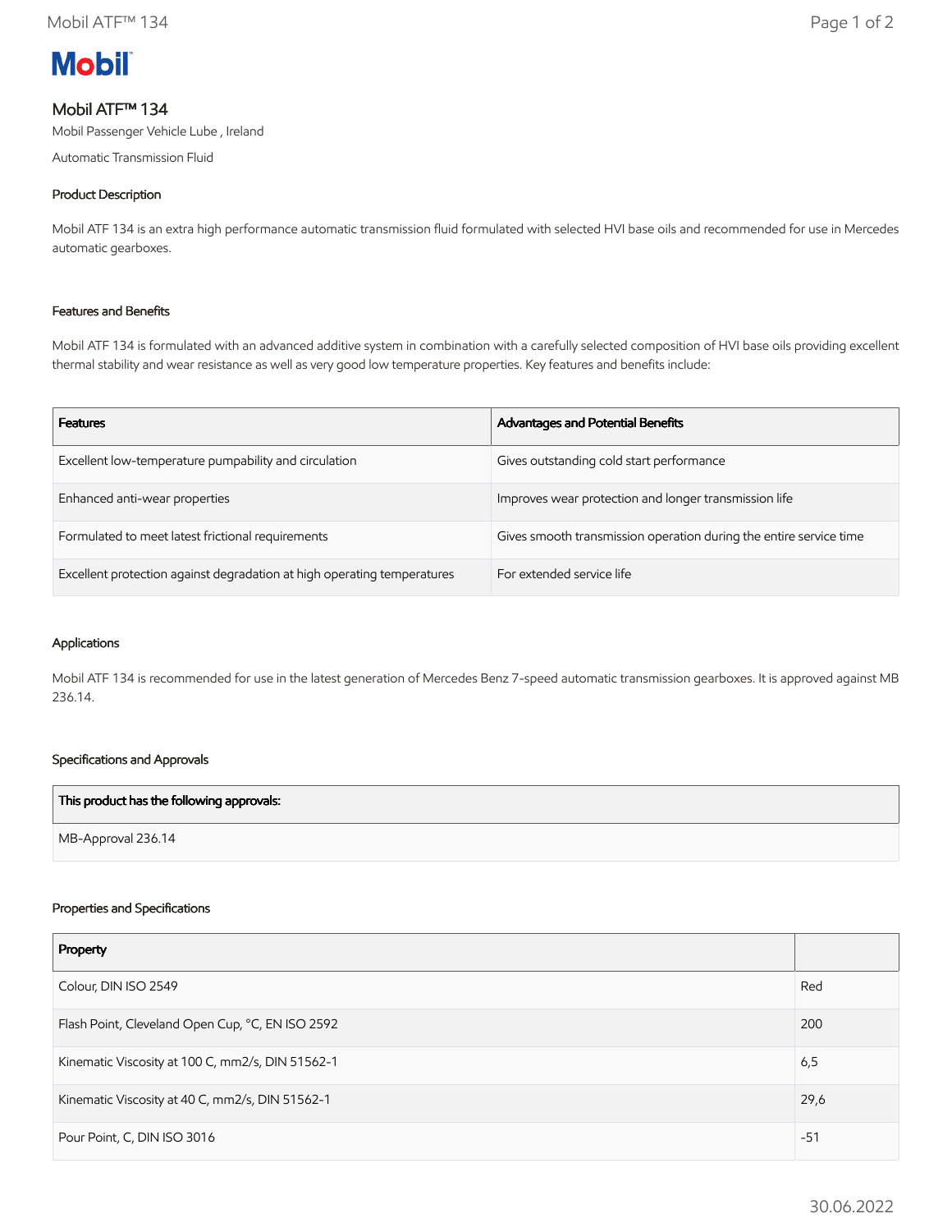# Mobil ATF™ 134

Mobil Passenger Vehicle Lube , Ireland

Automatic Transmission Fluid

## Product Description

Mobil ATF 134 is an extra high performance automatic transmission fluid formulated with selected HVI base oils and recommended for use in Mercedes automatic gearboxes.

## Features and Benefits

Mobil ATF 134 is formulated with an advanced additive system in combination with a carefully selected composition of HVI base oils providing excellent thermal stability and wear resistance as well as very good low temperature properties. Key features and benefits include:

| Features | Advantages and Potential Benefits |
|---|---|
| Excellent low-temperature pumpability and circulation | Gives outstanding cold start performance |
| Enhanced anti-wear properties | Improves wear protection and longer transmission life |
| Formulated to meet latest frictional requirements | Gives smooth transmission operation during the entire service time |
| Excellent protection against degradation at high operating temperatures | For extended service life |

## Applications

Mobil ATF 134 is recommended for use in the latest generation of Mercedes Benz 7-speed automatic transmission gearboxes. It is approved against MB 236.14.

## Specifications and Approvals

| This product has the following approvals: |
|---|
| MB-Approval 236.14 |

## Properties and Specifications

| Property | |
|---|---|
| Colour, DIN ISO 2549 | Red |
| Flash Point, Cleveland Open Cup, °C, EN ISO 2592 | 200 |
| Kinematic Viscosity at 100 C, mm2/s, DIN 51562-1 | 6,5 |
| Kinematic Viscosity at 40 C, mm2/s, DIN 51562-1 | 29,6 |
| Pour Point, C, DIN ISO 3016 | -51 |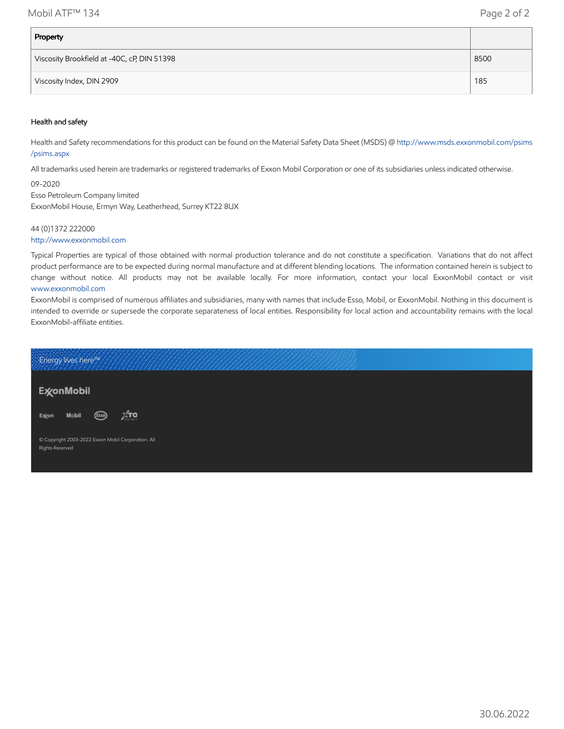| Property | |
|---|---|
| Viscosity Brookfield at -40C, cP, DIN 51398 | 8500 |
| Viscosity Index, DIN 2909 | 185 |

### Health and safety

Health and Safety recommendations for this product can be found on the Material Safety Data Sheet (MSDS) @ http://www.msds.exxonmobil.com/psims/psims.aspx

All trademarks used herein are trademarks or registered trademarks of Exxon Mobil Corporation or one of its subsidiaries unless indicated otherwise.

09-2020
Esso Petroleum Company limited
ExxonMobil House, Ermyn Way, Leatherhead, Surrey KT22 8UX

44 (0)1372 222000
http://www.exxonmobil.com

Typical Properties are typical of those obtained with normal production tolerance and do not constitute a specification. Variations that do not affect product performance are to be expected during normal manufacture and at different blending locations. The information contained herein is subject to change without notice. All products may not be available locally. For more information, contact your local ExxonMobil contact or visit www.exxonmobil.com

ExxonMobil is comprised of numerous affiliates and subsidiaries, many with names that include Esso, Mobil, or ExxonMobil. Nothing in this document is intended to override or supersede the corporate separateness of local entities. Responsibility for local action and accountability remains with the local ExxonMobil-affiliate entities.

Energy lives here™

ExxonMobil

Exxon Mobil Esso XTO

© Copyright 2003-2022 Exxon Mobil Corporation. All Rights Reserved